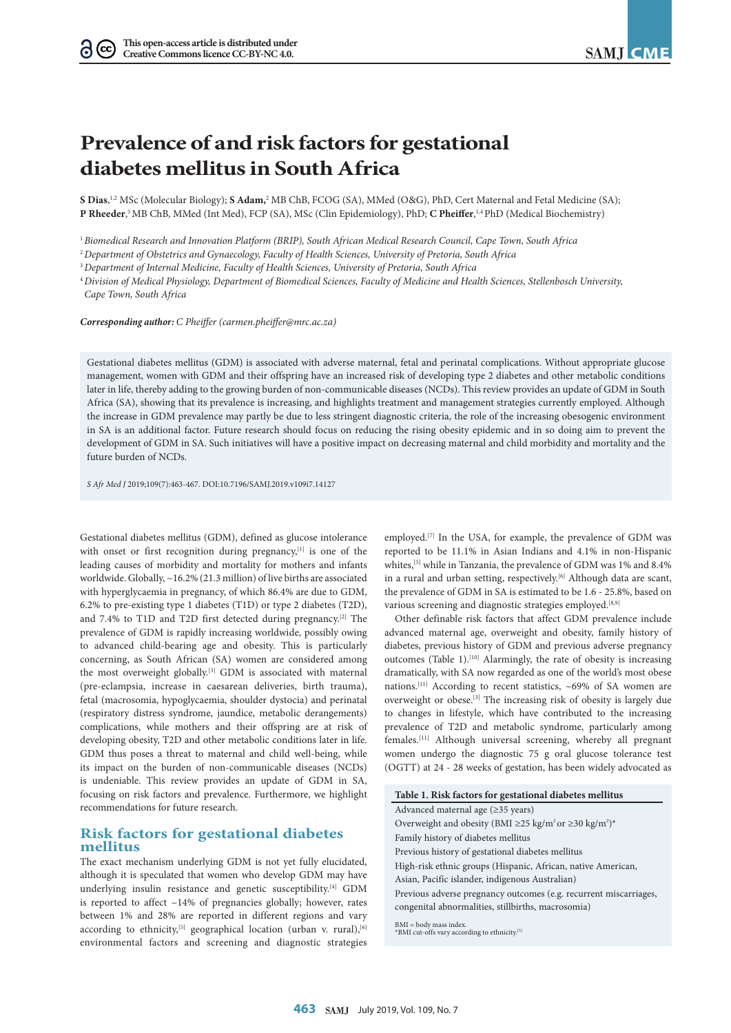# Prevalence of and risk factors for gestational diabetes mellitus in South Africa

**S Dias**,[1,2] MSc (Molecular Biology); **S Adam**,[2] MB ChB, FCOG (SA), MMed (O&G), PhD, Cert Maternal and Fetal Medicine (SA); **P Rheeder**,[3] MB ChB, MMed (Int Med), FCP (SA), MSc (Clin Epidemiology), PhD; **C Pheiffer**,[1,4] PhD (Medical Biochemistry)

[1] *Biomedical Research and Innovation Platform (BRIP), South African Medical Research Council, Cape Town, South Africa*
[2] *Department of Obstetrics and Gynaecology, Faculty of Health Sciences, University of Pretoria, South Africa*
[3] *Department of Internal Medicine, Faculty of Health Sciences, University of Pretoria, South Africa*
[4] *Division of Medical Physiology, Department of Biomedical Sciences, Faculty of Medicine and Health Sciences, Stellenbosch University, Cape Town, South Africa*

***Corresponding author:*** *C Pheiffer (carmen.pheiffer@mrc.ac.za)*

Gestational diabetes mellitus (GDM) is associated with adverse maternal, fetal and perinatal complications. Without appropriate glucose management, women with GDM and their offspring have an increased risk of developing type 2 diabetes and other metabolic conditions later in life, thereby adding to the growing burden of non-communicable diseases (NCDs). This review provides an update of GDM in South Africa (SA), showing that its prevalence is increasing, and highlights treatment and management strategies currently employed. Although the increase in GDM prevalence may partly be due to less stringent diagnostic criteria, the role of the increasing obesogenic environment in SA is an additional factor. Future research should focus on reducing the rising obesity epidemic and in so doing aim to prevent the development of GDM in SA. Such initiatives will have a positive impact on decreasing maternal and child morbidity and mortality and the future burden of NCDs.

*S Afr Med J* 2019;109(7):463-467. DOI:10.7196/SAMJ.2019.v109i7.14127

Gestational diabetes mellitus (GDM), defined as glucose intolerance with onset or first recognition during pregnancy,[1] is one of the leading causes of morbidity and mortality for mothers and infants worldwide. Globally, ~16.2% (21.3 million) of live births are associated with hyperglycaemia in pregnancy, of which 86.4% are due to GDM, 6.2% to pre-existing type 1 diabetes (T1D) or type 2 diabetes (T2D), and 7.4% to T1D and T2D first detected during pregnancy.[2] The prevalence of GDM is rapidly increasing worldwide, possibly owing to advanced child-bearing age and obesity. This is particularly concerning, as South African (SA) women are considered among the most overweight globally.[3] GDM is associated with maternal (pre-eclampsia, increase in caesarean deliveries, birth trauma), fetal (macrosomia, hypoglycaemia, shoulder dystocia) and perinatal (respiratory distress syndrome, jaundice, metabolic derangements) complications, while mothers and their offspring are at risk of developing obesity, T2D and other metabolic conditions later in life. GDM thus poses a threat to maternal and child well-being, while its impact on the burden of non-communicable diseases (NCDs) is undeniable. This review provides an update of GDM in SA, focusing on risk factors and prevalence. Furthermore, we highlight recommendations for future research.

## Risk factors for gestational diabetes mellitus

The exact mechanism underlying GDM is not yet fully elucidated, although it is speculated that women who develop GDM may have underlying insulin resistance and genetic susceptibility.[4] GDM is reported to affect ~14% of pregnancies globally; however, rates between 1% and 28% are reported in different regions and vary according to ethnicity,[5] geographical location (urban v. rural),[6] environmental factors and screening and diagnostic strategies employed.[7] In the USA, for example, the prevalence of GDM was reported to be 11.1% in Asian Indians and 4.1% in non-Hispanic whites,[5] while in Tanzania, the prevalence of GDM was 1% and 8.4% in a rural and urban setting, respectively.[6] Although data are scant, the prevalence of GDM in SA is estimated to be 1.6 - 25.8%, based on various screening and diagnostic strategies employed.[8,9]

Other definable risk factors that affect GDM prevalence include advanced maternal age, overweight and obesity, family history of diabetes, previous history of GDM and previous adverse pregnancy outcomes (Table 1).[10] Alarmingly, the rate of obesity is increasing dramatically, with SA now regarded as one of the world's most obese nations.[11] According to recent statistics, ~69% of SA women are overweight or obese.[3] The increasing risk of obesity is largely due to changes in lifestyle, which have contributed to the increasing prevalence of T2D and metabolic syndrome, particularly among females.[11] Although universal screening, whereby all pregnant women undergo the diagnostic 75 g oral glucose tolerance test (OGTT) at 24 - 28 weeks of gestation, has been widely advocated as

| Table 1. Risk factors for gestational diabetes mellitus |
|---|
| Advanced maternal age (≥35 years) |
| Overweight and obesity (BMI ≥25 kg/m$^2$ or ≥30 kg/m$^2$)* |
| Family history of diabetes mellitus |
| Previous history of gestational diabetes mellitus |
| High-risk ethnic groups (Hispanic, African, native American, Asian, Pacific islander, indigenous Australian) |
| Previous adverse pregnancy outcomes (e.g. recurrent miscarriages, congenital abnormalities, stillbirths, macrosomia) |

BMI = body mass index.
*BMI cut-offs vary according to ethnicity.[5]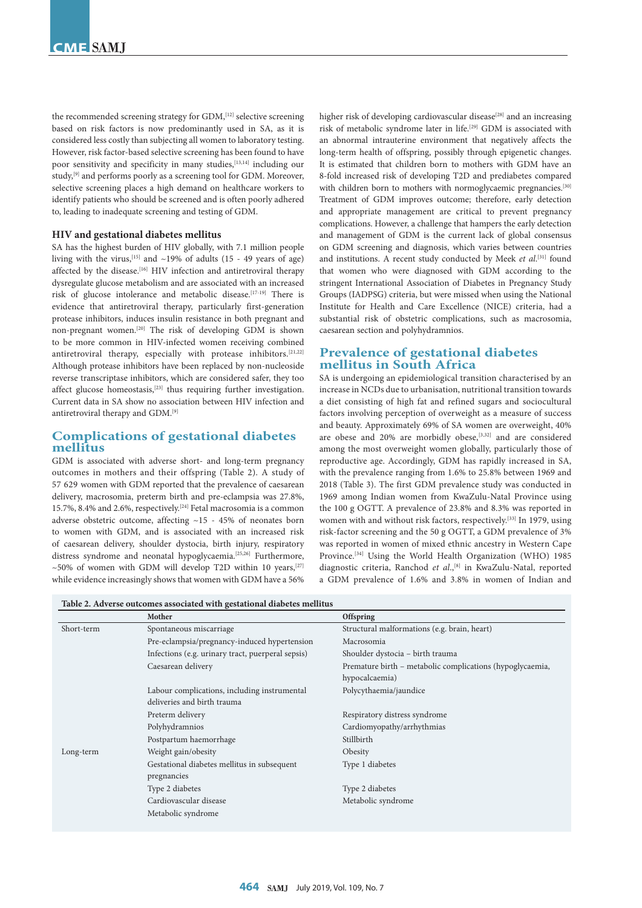the recommended screening strategy for GDM,[12] selective screening based on risk factors is now predominantly used in SA, as it is considered less costly than subjecting all women to laboratory testing. However, risk factor-based selective screening has been found to have poor sensitivity and specificity in many studies,[13,14] including our study,[9] and performs poorly as a screening tool for GDM. Moreover, selective screening places a high demand on healthcare workers to identify patients who should be screened and is often poorly adhered to, leading to inadequate screening and testing of GDM.

### HIV and gestational diabetes mellitus

SA has the highest burden of HIV globally, with 7.1 million people living with the virus,[15] and ~19% of adults (15 - 49 years of age) affected by the disease.[16] HIV infection and antiretroviral therapy dysregulate glucose metabolism and are associated with an increased risk of glucose intolerance and metabolic disease.[17-19] There is evidence that antiretroviral therapy, particularly first-generation protease inhibitors, induces insulin resistance in both pregnant and non-pregnant women.[20] The risk of developing GDM is shown to be more common in HIV-infected women receiving combined antiretroviral therapy, especially with protease inhibitors.[21,22] Although protease inhibitors have been replaced by non-nucleoside reverse transcriptase inhibitors, which are considered safer, they too affect glucose homeostasis,[23] thus requiring further investigation. Current data in SA show no association between HIV infection and antiretroviral therapy and GDM.[9]

## Complications of gestational diabetes mellitus

GDM is associated with adverse short- and long-term pregnancy outcomes in mothers and their offspring (Table 2). A study of 57 629 women with GDM reported that the prevalence of caesarean delivery, macrosomia, preterm birth and pre-eclampsia was 27.8%, 15.7%, 8.4% and 2.6%, respectively.[24] Fetal macrosomia is a common adverse obstetric outcome, affecting ~15 - 45% of neonates born to women with GDM, and is associated with an increased risk of caesarean delivery, shoulder dystocia, birth injury, respiratory distress syndrome and neonatal hypoglycaemia.[25,26] Furthermore, ~50% of women with GDM will develop T2D within 10 years,[27] while evidence increasingly shows that women with GDM have a 56% higher risk of developing cardiovascular disease[28] and an increasing risk of metabolic syndrome later in life.[29] GDM is associated with an abnormal intrauterine environment that negatively affects the long-term health of offspring, possibly through epigenetic changes. It is estimated that children born to mothers with GDM have an 8-fold increased risk of developing T2D and prediabetes compared with children born to mothers with normoglycaemic pregnancies.[30] Treatment of GDM improves outcome; therefore, early detection and appropriate management are critical to prevent pregnancy complications. However, a challenge that hampers the early detection and management of GDM is the current lack of global consensus on GDM screening and diagnosis, which varies between countries and institutions. A recent study conducted by Meek *et al.*[31] found that women who were diagnosed with GDM according to the stringent International Association of Diabetes in Pregnancy Study Groups (IADPSG) criteria, but were missed when using the National Institute for Health and Care Excellence (NICE) criteria, had a substantial risk of obstetric complications, such as macrosomia, caesarean section and polyhydramnios.

## Prevalence of gestational diabetes mellitus in South Africa

SA is undergoing an epidemiological transition characterised by an increase in NCDs due to urbanisation, nutritional transition towards a diet consisting of high fat and refined sugars and sociocultural factors involving perception of overweight as a measure of success and beauty. Approximately 69% of SA women are overweight, 40% are obese and 20% are morbidly obese,[3,32] and are considered among the most overweight women globally, particularly those of reproductive age. Accordingly, GDM has rapidly increased in SA, with the prevalence ranging from 1.6% to 25.8% between 1969 and 2018 (Table 3). The first GDM prevalence study was conducted in 1969 among Indian women from KwaZulu-Natal Province using the 100 g OGTT. A prevalence of 23.8% and 8.3% was reported in women with and without risk factors, respectively.[33] In 1979, using risk-factor screening and the 50 g OGTT, a GDM prevalence of 3% was reported in women of mixed ethnic ancestry in Western Cape Province.[34] Using the World Health Organization (WHO) 1985 diagnostic criteria, Ranchod *et al.*,[8] in KwaZulu-Natal, reported a GDM prevalence of 1.6% and 3.8% in women of Indian and

**Table 2. Adverse outcomes associated with gestational diabetes mellitus**

| | Mother | Offspring |
|---|---|---|
| Short-term | Spontaneous miscarriage | Structural malformations (e.g. brain, heart) |
| | Pre-eclampsia/pregnancy-induced hypertension | Macrosomia |
| | Infections (e.g. urinary tract, puerperal sepsis) | Shoulder dystocia – birth trauma |
| | Caesarean delivery | Premature birth – metabolic complications (hypoglycaemia, hypocalcaemia) |
| | Labour complications, including instrumental deliveries and birth trauma | Polycythaemia/jaundice |
| | Preterm delivery | Respiratory distress syndrome |
| | Polyhydramnios | Cardiomyopathy/arrhythmias |
| | Postpartum haemorrhage | Stillbirth |
| Long-term | Weight gain/obesity | Obesity |
| | Gestational diabetes mellitus in subsequent pregnancies | Type 1 diabetes |
| | Type 2 diabetes | Type 2 diabetes |
| | Cardiovascular disease | Metabolic syndrome |
| | Metabolic syndrome | |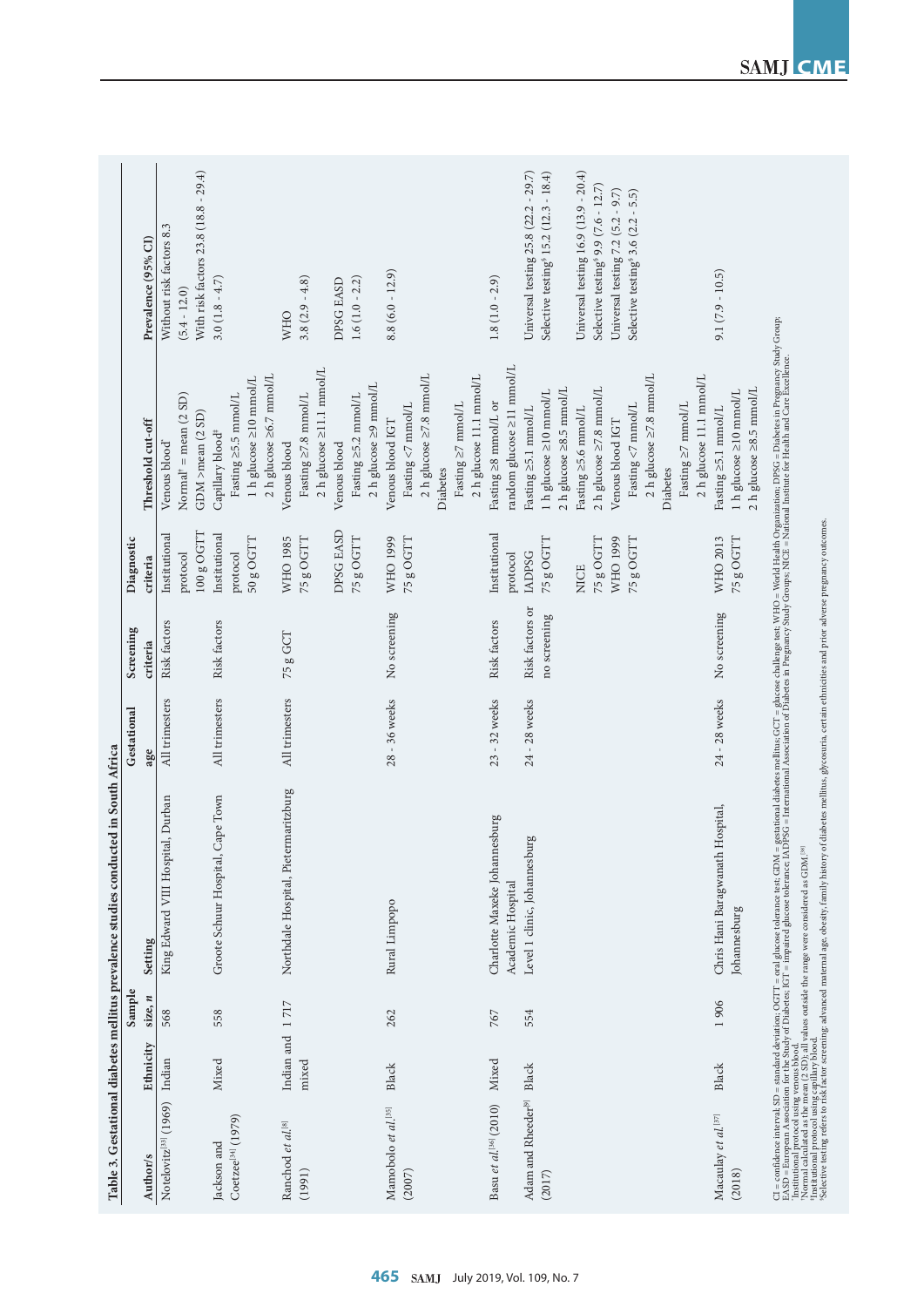**Table 3. Gestational diabetes mellitus prevalence studies conducted in South Africa**

| Author/s | Ethnicity | Sample size, *n* | Setting | Gestational age | Screening criteria | Diagnostic criteria | Threshold cut-off | Prevalence (95% CI) |
|---|---|---|---|---|---|---|---|---|
| Notelovitz[33] (1969) | Indian | 568 | King Edward VIII Hospital, Durban | All trimesters | Risk factors | Institutional protocol 100 g OGTT | Venous blood* Normal† = mean (2 SD) GDM >mean (2 SD) | Without risk factors 8.3 (5.4 - 12.0) With risk factors 23.8 (18.8 - 29.4) |
| Jackson and Coetzee[34] (1979) | Mixed | 558 | Groote Schuur Hospital, Cape Town | All trimesters | Risk factors | Institutional protocol 50 g OGTT | Capillary blood‡ Fasting ≥5.5 mmol/L 1 h glucose ≥10 mmol/L 2 h glucose ≥6.7 mmol/L | 3.0 (1.8 - 4.7) |
| Ranchod *et al.*[8] (1991) | Indian and mixed | 1 717 | Northdale Hospital, Pietermaritzburg | All trimesters | 75 g GCT | WHO 1985 75 g OGTT | Venous blood Fasting ≥7.8 mmol/L 2 h glucose ≥11.1 mmol/L | WHO 3.8 (2.9 - 4.8) |
| | | | | | | DPSG EASD 75 g OGTT | Venous blood Fasting ≥5.2 mmol/L 2 h glucose ≥9 mmol/L | DPSG EASD 1.6 (1.0 - 2.2) |
| Mamabolo *et al.*[35] (2007) | Black | 262 | Rural Limpopo | 28 - 36 weeks | No screening | WHO 1999 75 g OGTT | Venous blood IGT Fasting <7 mmol/L 2 h glucose ≥7.8 mmol/L Diabetes Fasting ≥7 mmol/L 2 h glucose 11.1 mmol/L | 8.8 (6.0 - 12.9) |
| Basu *et al.*[36] (2010) | Mixed | 767 | Charlotte Maxeke Johannesburg Academic Hospital | 23 - 32 weeks | Risk factors | Institutional protocol | Fasting ≥8 mmol/L or random glucose ≥11 mmol/L | 1.8 (1.0 - 2.9) |
| Adam and Rheeder[9] (2017) | Black | 554 | Level 1 clinic, Johannesburg | 24 - 28 weeks | Risk factors or no screening | IADPSG 75 g OGTT | Fasting ≥5.1 mmol/L 1 h glucose ≥10 mmol/L 2 h glucose ≥8.5 mmol/L | Universal testing 25.8 (22.2 - 29.7) Selective testing§ 15.2 (12.3 - 18.4) |
| | | | | | | NICE 75 g OGTT | Fasting ≥5.6 mmol/L 2 h glucose ≥7.8 mmol/L | Universal testing 16.9 (13.9 - 20.4) Selective testing§ 9.9 (7.6 - 12.7) |
| | | | | | | WHO 1999 75 g OGTT | Venous blood IGT Fasting <7 mmol/L 2 h glucose ≥7.8 mmol/L Diabetes Fasting ≥7 mmol/L 2 h glucose 11.1 mmol/L | Universal testing 7.2 (5.2 - 9.7) Selective testing§ 3.6 (2.2 - 5.5) |
| Macaulay *et al.*[37] (2018) | Black | 1 906 | Chris Hani Baragwanath Hospital, Johannesburg | 24 - 28 weeks | No screening | WHO 2013 75 g OGTT | Fasting ≥5.1 mmol/L 1 h glucose ≥10 mmol/L 2 h glucose ≥8.5 mmol/L | 9.1 (7.9 - 10.5) |

CI = confidence interval; SD = standard deviation; OGTT = oral glucose tolerance test; GDM = gestational diabetes mellitus; GCT = glucose challenge test; WHO = World Health Organization; DPSG = Diabetes in Pregnancy Study Group; EASD = European Association for the Study of Diabetes; IGT = impaired glucose tolerance; IADPSG = International Association of Diabetes in Pregnancy Study Groups; NICE = National Institute for Health and Care Excellence.
*Institutional protocol using venous blood.
†Normal calculated as the mean (2 SD); all values outside the range were considered as GDM.[38]
‡Institutional protocol using capillary blood.
§Selective testing refers to risk factor screening: advanced maternal age, obesity, family history of diabetes mellitus, glycosuria, certain ethnicities and prior adverse pregnancy outcomes.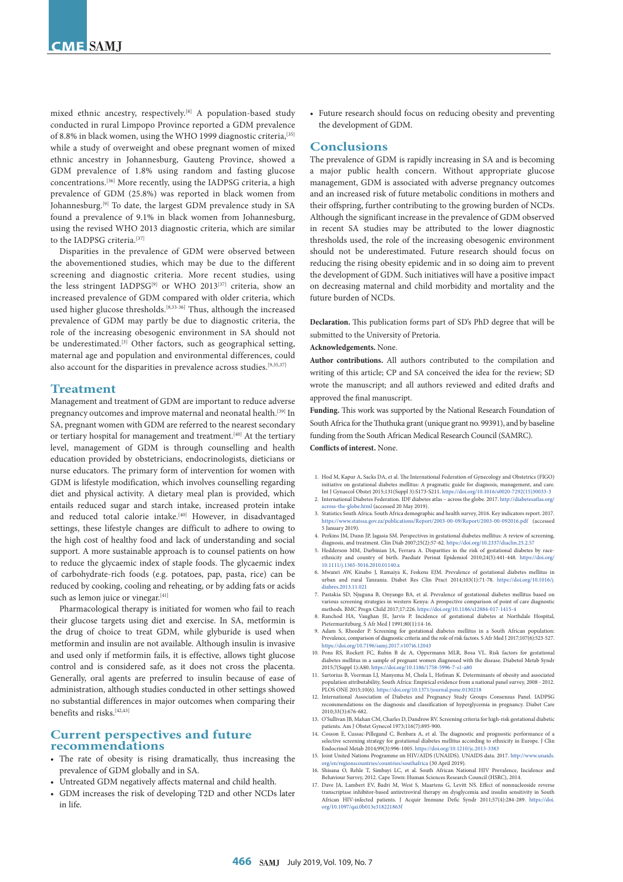mixed ethnic ancestry, respectively.[8] A population-based study conducted in rural Limpopo Province reported a GDM prevalence of 8.8% in black women, using the WHO 1999 diagnostic criteria,[35] while a study of overweight and obese pregnant women of mixed ethnic ancestry in Johannesburg, Gauteng Province, showed a GDM prevalence of 1.8% using random and fasting glucose concentrations.[36] More recently, using the IADPSG criteria, a high prevalence of GDM (25.8%) was reported in black women from Johannesburg.[9] To date, the largest GDM prevalence study in SA found a prevalence of 9.1% in black women from Johannesburg, using the revised WHO 2013 diagnostic criteria, which are similar to the IADPSG criteria.[37]

Disparities in the prevalence of GDM were observed between the abovementioned studies, which may be due to the different screening and diagnostic criteria. More recent studies, using the less stringent IADPSG[9] or WHO 2013[37] criteria, show an increased prevalence of GDM compared with older criteria, which used higher glucose thresholds.[8,33-36] Thus, although the increased prevalence of GDM may partly be due to diagnostic criteria, the role of the increasing obesogenic environment in SA should not be underestimated.[3] Other factors, such as geographical setting, maternal age and population and environmental differences, could also account for the disparities in prevalence across studies.[9,35,37]

## Treatment

Management and treatment of GDM are important to reduce adverse pregnancy outcomes and improve maternal and neonatal health.[39] In SA, pregnant women with GDM are referred to the nearest secondary or tertiary hospital for management and treatment.[40] At the tertiary level, management of GDM is through counselling and health education provided by obstetricians, endocrinologists, dieticians or nurse educators. The primary form of intervention for women with GDM is lifestyle modification, which involves counselling regarding diet and physical activity. A dietary meal plan is provided, which entails reduced sugar and starch intake, increased protein intake and reduced total calorie intake.[40] However, in disadvantaged settings, these lifestyle changes are difficult to adhere to owing to the high cost of healthy food and lack of understanding and social support. A more sustainable approach is to counsel patients on how to reduce the glycaemic index of staple foods. The glycaemic index of carbohydrate-rich foods (e.g. potatoes, pap, pasta, rice) can be reduced by cooking, cooling and reheating, or by adding fats or acids such as lemon juice or vinegar.[41]

Pharmacological therapy is initiated for women who fail to reach their glucose targets using diet and exercise. In SA, metformin is the drug of choice to treat GDM, while glyburide is used when metformin and insulin are not available. Although insulin is invasive and used only if metformin fails, it is effective, allows tight glucose control and is considered safe, as it does not cross the placenta. Generally, oral agents are preferred to insulin because of ease of administration, although studies conducted in other settings showed no substantial differences in major outcomes when comparing their benefits and risks.[42,43]

## Current perspectives and future recommendations

- The rate of obesity is rising dramatically, thus increasing the prevalence of GDM globally and in SA.
- Untreated GDM negatively affects maternal and child health.
- GDM increases the risk of developing T2D and other NCDs later in life.
- Future research should focus on reducing obesity and preventing the development of GDM.

## Conclusions

The prevalence of GDM is rapidly increasing in SA and is becoming a major public health concern. Without appropriate glucose management, GDM is associated with adverse pregnancy outcomes and an increased risk of future metabolic conditions in mothers and their offspring, further contributing to the growing burden of NCDs. Although the significant increase in the prevalence of GDM observed in recent SA studies may be attributed to the lower diagnostic thresholds used, the role of the increasing obesogenic environment should not be underestimated. Future research should focus on reducing the rising obesity epidemic and in so doing aim to prevent the development of GDM. Such initiatives will have a positive impact on decreasing maternal and child morbidity and mortality and the future burden of NCDs.

**Declaration.** This publication forms part of SD's PhD degree that will be submitted to the University of Pretoria.

**Acknowledgements.** None.

**Author contributions.** All authors contributed to the compilation and writing of this article; CP and SA conceived the idea for the review; SD wrote the manuscript; and all authors reviewed and edited drafts and approved the final manuscript.

**Funding.** This work was supported by the National Research Foundation of South Africa for the Thuthuka grant (unique grant no. 99391), and by baseline funding from the South African Medical Research Council (SAMRC).

**Conflicts of interest.** None.

1. Hod M, Kapur A, Sacks DA, et al. The International Federation of Gynecology and Obstetrics (FIGO) initiative on gestational diabetes mellitus: A pragmatic guide for diagnosis, management, and care. Int J Gynaecol Obstet 2015;131(Suppl 3):S173-S211. https://doi.org/10.1016/s0020-7292(15)30033-3
2. International Diabetes Federation. IDF diabetes atlas – across the globe. 2017. http://diabetesatlas.org/across-the-globe.html (accessed 20 May 2019).
3. Statistics South Africa. South Africa demographic and health survey, 2016. Key indicators report. 2017. https://www.statssa.gov.za/publications/Report/2003-00-09/Report/2003-00-092016.pdf (accessed 5 January 2019).
4. Perkins JM, Dunn JP, Jagasia SM. Perspectives in gestational diabetes mellitus: A review of screening, diagnosis, and treatment. Clin Diab 2007;25(2):57-62. https://doi.org/10.2337/diaclin.25.2.57
5. Hedderson MM, Darbinian JA, Ferrara A. Disparities in the risk of gestational diabetes by race-ethnicity and country of birth. Paediatr Perinat Epidemiol 2010;24(5):441-448. https://doi.org/10.1111/j.1365-3016.2010.01140.x
6. Mwanri AW, Kinabo J, Ramaiya K, Feskens EJM. Prevalence of gestational diabetes mellitus in urban and rural Tanzania. Diabet Res Clin Pract 2014;103(1):71-78. https://doi.org/10.1016/j.diabres.2013.11.021
7. Pastakia SD, Njuguna B, Onyango BA, et al. Prevalence of gestational diabetes mellitus based on various screening strategies in western Kenya: A prospective comparison of point of care diagnostic methods. BMC Pregn Child 2017;17:226. https://doi.org/10.1186/s12884-017-1415-4
8. Ranchod HA, Vaughan JE, Jarvis P. Incidence of gestational diabetes at Northdale Hospital, Pietermaritzburg. S Afr Med J 1991;80(1):14-16.
9. Adam S, Rheeder P. Screening for gestational diabetes mellitus in a South African population: Prevalence, comparison of diagnostic criteria and the role of risk factors. S Afr Med J 2017;107(6):523-527. https://doi.org/10.7196/samj.2017.v107i6.12043
10. Pons RS, Rockett FC, Rubin B de A, Oppermann MLR, Bosa VL. Risk factors for gestational diabetes mellitus in a sample of pregnant women diagnosed with the disease. Diabetol Metab Syndr 2015;7(Suppl 1):A80. https://doi.org/10.1186/1758-5996-7-s1-a80
11. Sartorius B, Veerman LJ, Manyema M, Chola L, Hofman K. Determinants of obesity and associated population attributability, South Africa: Empirical evidence from a national panel survey, 2008 - 2012. PLOS ONE 2015;10(6). https://doi.org/10.1371/journal.pone.0130218
12. International Association of Diabetes and Pregnancy Study Groups Consensus Panel. IADPSG recommendations on the diagnosis and classification of hyperglycemia in pregnancy. Diabet Care 2010;33(3):676-682.
13. O'Sullivan JB, Mahan CM, Charles D, Dandrow RV. Screening criteria for high-risk gestational diabetic patients. Am J Obstet Gynecol 1973;116(7):895-900.
14. Cosson E, Cussac-Pillegand C, Benbara A, et al. The diagnostic and prognostic performance of a selective screening strategy for gestational diabetes mellitus according to ethnicity in Europe. J Clin Endocrinol Metab 2014;99(3):996-1005. https://doi.org/10.1210/jc.2013-3383
15. Joint United Nations Programme on HIV/AIDS (UNAIDS). UNAIDS data. 2017. http://www.unaids.org/en/regionscountries/countries/southafrica (30 April 2019).
16. Shisana O, Rehle T, Simbayi LC, et al. South African National HIV Prevalence, Incidence and Behaviour Survey, 2012. Cape Town: Human Sciences Research Council (HSRC), 2014.
17. Dave JA, Lambert EV, Badri M, West S, Maartens G, Levitt NS. Effect of nonnucleoside reverse transcriptase inhibitor-based antiretroviral therapy on dysglycemia and insulin sensitivity in South African HIV-infected patients. J Acquir Immune Defic Syndr 2011;57(4):284-289. https://doi.org/10.1097/qai.0b013e318221863f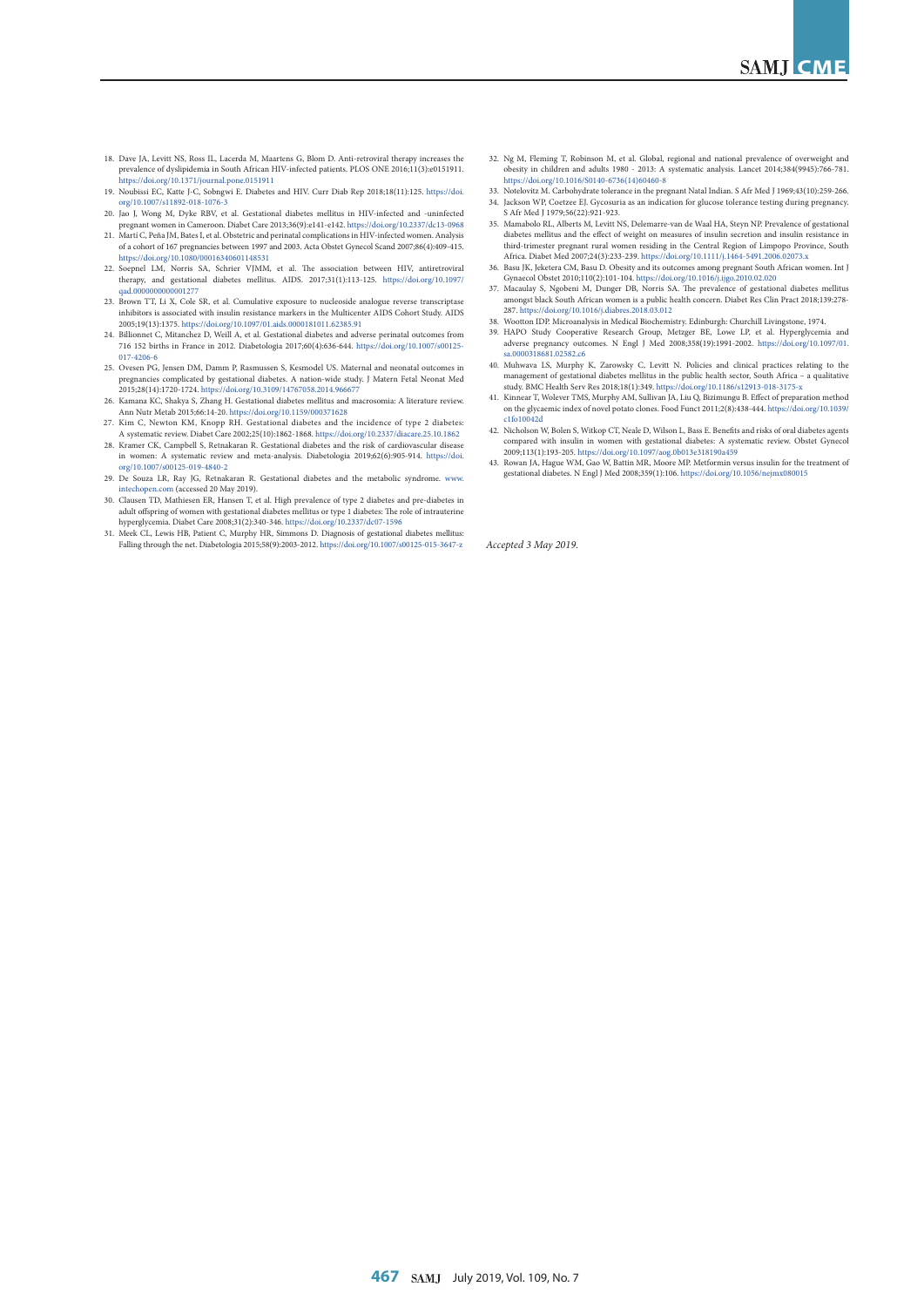18. Dave JA, Levitt NS, Ross IL, Lacerda M, Maartens G, Blom D. Anti-retroviral therapy increases the prevalence of dyslipidemia in South African HIV-infected patients. PLOS ONE 2016;11(3):e0151911. https://doi.org/10.1371/journal.pone.0151911
19. Noubissi EC, Katte J-C, Sobngwi E. Diabetes and HIV. Curr Diab Rep 2018;18(11):125. https://doi.org/10.1007/s11892-018-1076-3
20. Jao J, Wong M, Dyke RBV, et al. Gestational diabetes mellitus in HIV-infected and -uninfected pregnant women in Cameroon. Diabet Care 2013;36(9):e141-e142. https://doi.org/10.2337/dc13-0968
21. Martí C, Peña JM, Bates I, et al. Obstetric and perinatal complications in HIV-infected women. Analysis of a cohort of 167 pregnancies between 1997 and 2003. Acta Obstet Gynecol Scand 2007;86(4):409-415. https://doi.org/10.1080/00016340601148531
22. Soepnel LM, Norris SA, Schrier VJMM, et al. The association between HIV, antiretroviral therapy, and gestational diabetes mellitus. AIDS. 2017;31(1):113-125. https://doi.org/10.1097/qad.0000000000001277
23. Brown TT, Li X, Cole SR, et al. Cumulative exposure to nucleoside analogue reverse transcriptase inhibitors is associated with insulin resistance markers in the Multicenter AIDS Cohort Study. AIDS 2005;19(13):1375. https://doi.org/10.1097/01.aids.0000181011.62385.91
24. Billionnet C, Mitanchez D, Weill A, et al. Gestational diabetes and adverse perinatal outcomes from 716 152 births in France in 2012. Diabetologia 2017;60(4):636-644. https://doi.org/10.1007/s00125-017-4206-6
25. Ovesen PG, Jensen DM, Damm P, Rasmussen S, Kesmodel US. Maternal and neonatal outcomes in pregnancies complicated by gestational diabetes. A nation-wide study. J Matern Fetal Neonat Med 2015;28(14):1720-1724. https://doi.org/10.3109/14767058.2014.966677
26. Kamana KC, Shakya S, Zhang H. Gestational diabetes mellitus and macrosomia: A literature review. Ann Nutr Metab 2015;66:14-20. https://doi.org/10.1159/000371628
27. Kim C, Newton KM, Knopp RH. Gestational diabetes and the incidence of type 2 diabetes: A systematic review. Diabet Care 2002;25(10):1862-1868. https://doi.org/10.2337/diacare.25.10.1862
28. Kramer CK, Campbell S, Retnakaran R. Gestational diabetes and the risk of cardiovascular disease in women: A systematic review and meta-analysis. Diabetologia 2019;62(6):905-914. https://doi.org/10.1007/s00125-019-4840-2
29. De Souza LR, Ray JG, Retnakaran R. Gestational diabetes and the metabolic syndrome. www.intechopen.com (accessed 20 May 2019).
30. Clausen TD, Mathiesen ER, Hansen T, et al. High prevalence of type 2 diabetes and pre-diabetes in adult offspring of women with gestational diabetes mellitus or type 1 diabetes: The role of intrauterine hyperglycemia. Diabet Care 2008;31(2):340-346. https://doi.org/10.2337/dc07-1596
31. Meek CL, Lewis HB, Patient C, Murphy HR, Simmons D. Diagnosis of gestational diabetes mellitus: Falling through the net. Diabetologia 2015;58(9):2003-2012. https://doi.org/10.1007/s00125-015-3647-z
32. Ng M, Fleming T, Robinson M, et al. Global, regional and national prevalence of overweight and obesity in children and adults 1980 - 2013: A systematic analysis. Lancet 2014;384(9945):766-781. https://doi.org/10.1016/S0140-6736(14)60460-8
33. Notelovitz M. Carbohydrate tolerance in the pregnant Natal Indian. S Afr Med J 1969;43(10):259-266.
34. Jackson WP, Coetzee EJ. Gycosuria as an indication for glucose tolerance testing during pregnancy. S Afr Med J 1979;56(22):921-923.
35. Mamabolo RL, Alberts M, Levitt NS, Delemarre-van de Waal HA, Steyn NP. Prevalence of gestational diabetes mellitus and the effect of weight on measures of insulin secretion and insulin resistance in third-trimester pregnant rural women residing in the Central Region of Limpopo Province, South Africa. Diabet Med 2007;24(3):233-239. https://doi.org/10.1111/j.1464-5491.2006.02073.x
36. Basu JK, Jeketera CM, Basu D. Obesity and its outcomes among pregnant South African women. Int J Gynaecol Obstet 2010;110(2):101-104. https://doi.org/10.1016/j.ijgo.2010.02.020
37. Macaulay S, Ngobeni M, Dunger DB, Norris SA. The prevalence of gestational diabetes mellitus amongst black South African women is a public health concern. Diabet Res Clin Pract 2018;139:278-287. https://doi.org/10.1016/j.diabres.2018.03.012
38. Wootton IDP. Microanalysis in Medical Biochemistry. Edinburgh: Churchill Livingstone, 1974.
39. HAPO Study Cooperative Research Group, Metzger BE, Lowe LP, et al. Hyperglycemia and adverse pregnancy outcomes. N Engl J Med 2008;358(19):1991-2002. https://doi.org/10.1097/01.sa.0000318681.02582.c6
40. Muhwava LS, Murphy K, Zarowsky C, Levitt N. Policies and clinical practices relating to the management of gestational diabetes mellitus in the public health sector, South Africa – a qualitative study. BMC Health Serv Res 2018;18(1):349. https://doi.org/10.1186/s12913-018-3175-x
41. Kinnear T, Wolever TMS, Murphy AM, Sullivan JA, Liu Q, Bizimungu B. Effect of preparation method on the glycaemic index of novel potato clones. Food Funct 2011;2(8):438-444. https://doi.org/10.1039/c1fo10042d
42. Nicholson W, Bolen S, Witkop CT, Neale D, Wilson L, Bass E. Benefits and risks of oral diabetes agents compared with insulin in women with gestational diabetes: A systematic review. Obstet Gynecol 2009;113(1):193-205. https://doi.org/10.1097/aog.0b013e318190a459
43. Rowan JA, Hague WM, Gao W, Battin MR, Moore MP. Metformin versus insulin for the treatment of gestational diabetes. N Engl J Med 2008;359(1):106. https://doi.org/10.1056/nejmx080015

*Accepted 3 May 2019.*